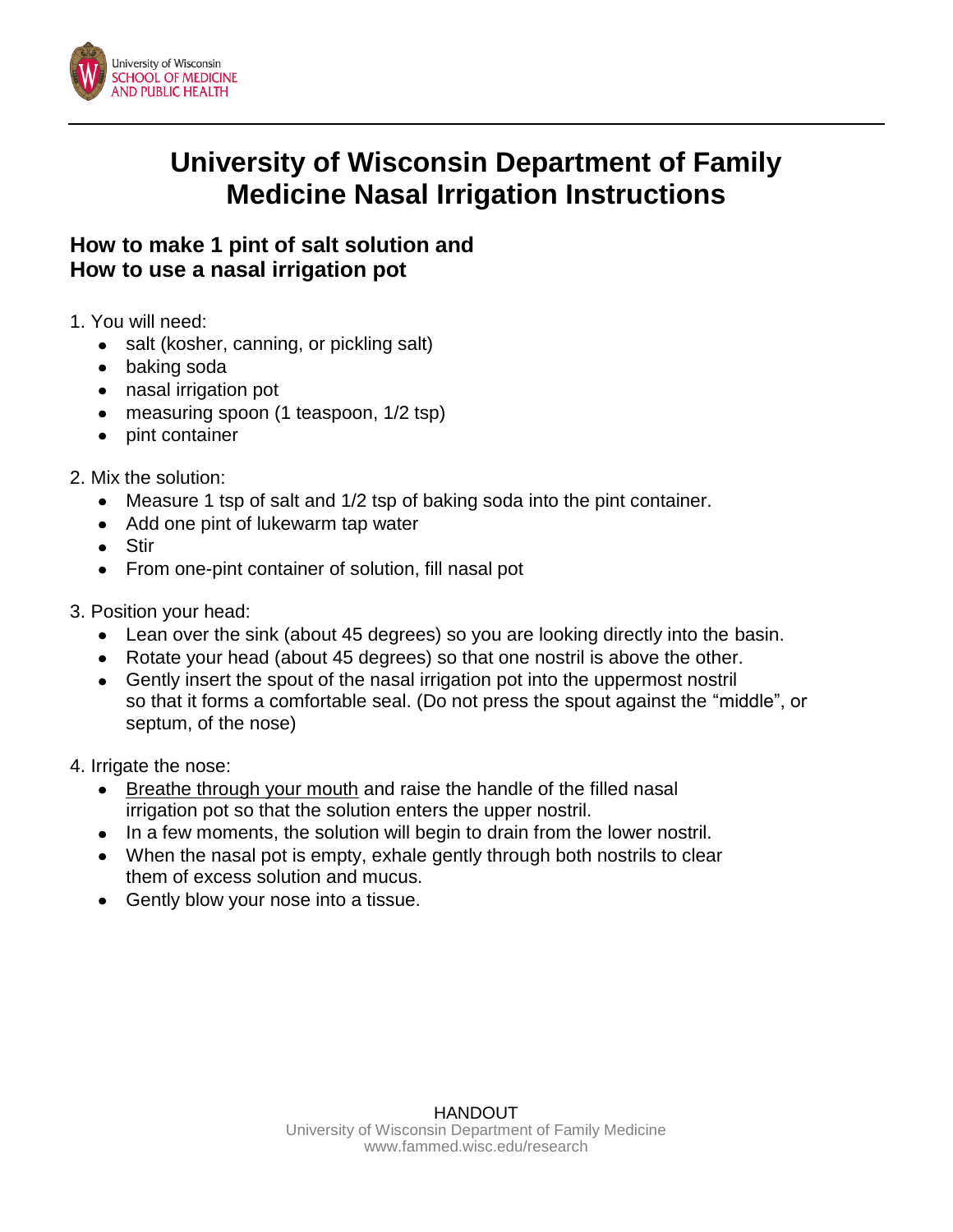# University of Wisconsin Department of Family Medicine Nasal Irrigation Instructions

## How to make 1 pint of salt solution and How to use a nasal irrigation pot

1. You will need:
   - salt (kosher, canning, or pickling salt)
   - baking soda
   - nasal irrigation pot
   - measuring spoon (1 teaspoon, 1/2 tsp)
   - pint container

2. Mix the solution:
   - Measure 1 tsp of salt and 1/2 tsp of baking soda into the pint container.
   - Add one pint of lukewarm tap water
   - Stir
   - From one-pint container of solution, fill nasal pot

3. Position your head:
   - Lean over the sink (about 45 degrees) so you are looking directly into the basin.
   - Rotate your head (about 45 degrees) so that one nostril is above the other.
   - Gently insert the spout of the nasal irrigation pot into the uppermost nostril so that it forms a comfortable seal. (Do not press the spout against the "middle", or septum, of the nose)

4. Irrigate the nose:
   - <u>Breathe through your mouth</u> and raise the handle of the filled nasal irrigation pot so that the solution enters the upper nostril.
   - In a few moments, the solution will begin to drain from the lower nostril.
   - When the nasal pot is empty, exhale gently through both nostrils to clear them of excess solution and mucus.
   - Gently blow your nose into a tissue.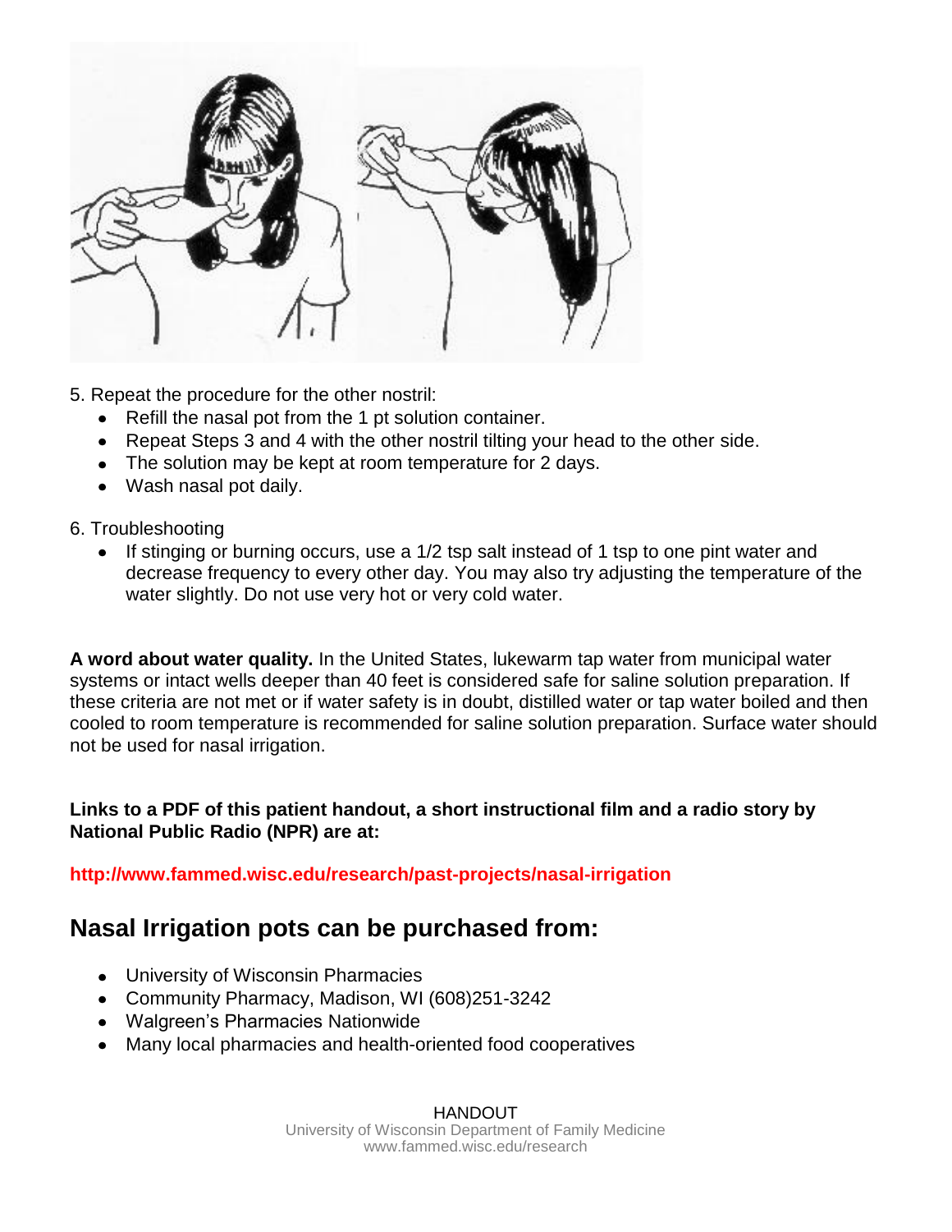5. Repeat the procedure for the other nostril:
   - Refill the nasal pot from the 1 pt solution container.
   - Repeat Steps 3 and 4 with the other nostril tilting your head to the other side.
   - The solution may be kept at room temperature for 2 days.
   - Wash nasal pot daily.

6. Troubleshooting
   - If stinging or burning occurs, use a 1/2 tsp salt instead of 1 tsp to one pint water and decrease frequency to every other day. You may also try adjusting the temperature of the water slightly. Do not use very hot or very cold water.

**A word about water quality.** In the United States, lukewarm tap water from municipal water systems or intact wells deeper than 40 feet is considered safe for saline solution preparation. If these criteria are not met or if water safety is in doubt, distilled water or tap water boiled and then cooled to room temperature is recommended for saline solution preparation. Surface water should not be used for nasal irrigation.

**Links to a PDF of this patient handout, a short instructional film and a radio story by National Public Radio (NPR) are at:**

**http://www.fammed.wisc.edu/research/past-projects/nasal-irrigation**

## Nasal Irrigation pots can be purchased from:

- University of Wisconsin Pharmacies
- Community Pharmacy, Madison, WI (608)251-3242
- Walgreen's Pharmacies Nationwide
- Many local pharmacies and health-oriented food cooperatives

HANDOUT
University of Wisconsin Department of Family Medicine
www.fammed.wisc.edu/research